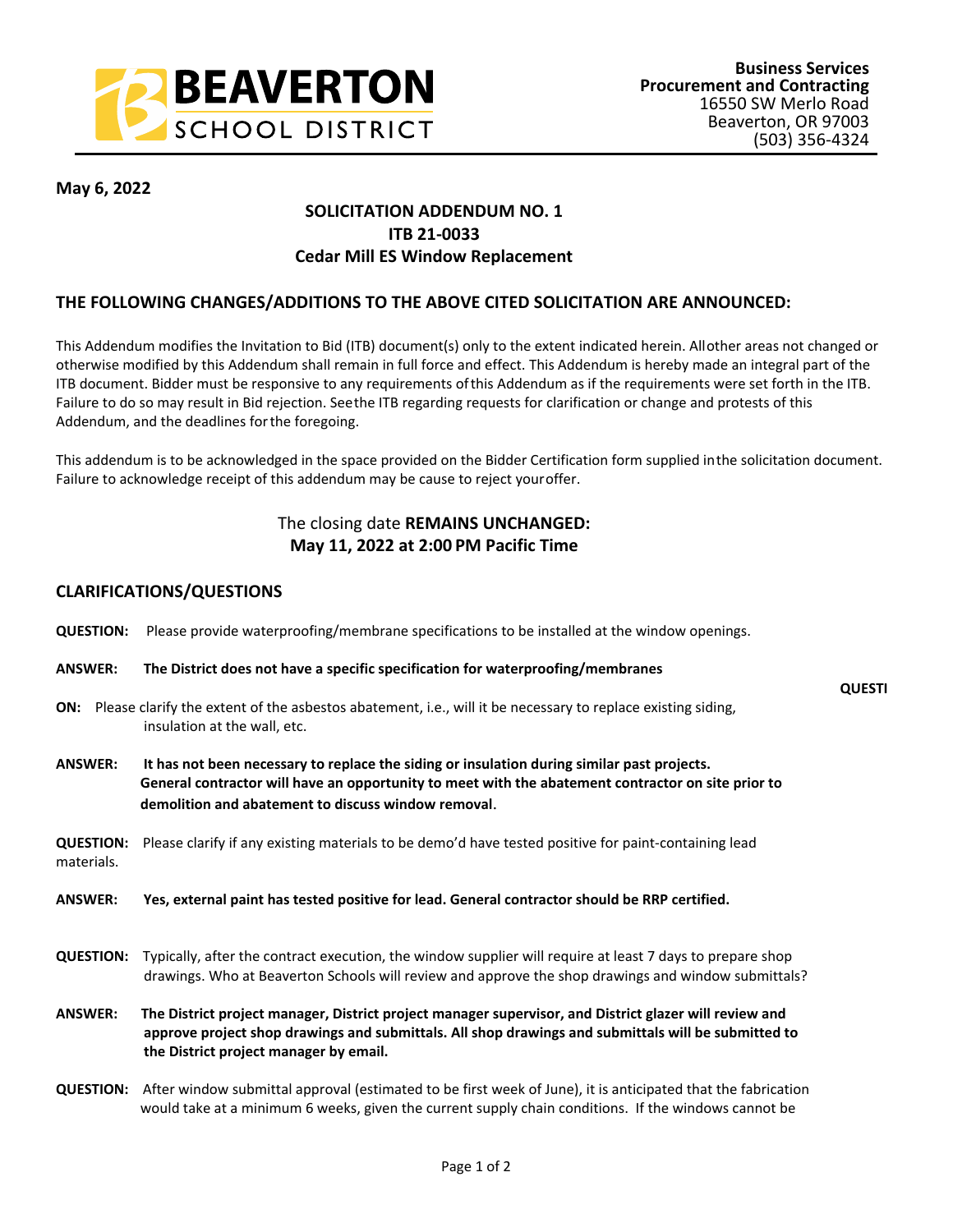BEAVERTON SCHOOL DISTRICT

**Business Services**
**Procurement and Contracting**
16550 SW Merlo Road
Beaverton, OR 97003
(503) 356-4324

**May 6, 2022**

## SOLICITATION ADDENDUM NO. 1
## ITB 21-0033
## Cedar Mill ES Window Replacement

### THE FOLLOWING CHANGES/ADDITIONS TO THE ABOVE CITED SOLICITATION ARE ANNOUNCED:

This Addendum modifies the Invitation to Bid (ITB) document(s) only to the extent indicated herein. All other areas not changed or otherwise modified by this Addendum shall remain in full force and effect. This Addendum is hereby made an integral part of the ITB document. Bidder must be responsive to any requirements of this Addendum as if the requirements were set forth in the ITB. Failure to do so may result in Bid rejection. See the ITB regarding requests for clarification or change and protests of this Addendum, and the deadlines for the foregoing.

This addendum is to be acknowledged in the space provided on the Bidder Certification form supplied in the solicitation document. Failure to acknowledge receipt of this addendum may be cause to reject your offer.

The closing date **REMAINS UNCHANGED:**
**May 11, 2022 at 2:00 PM Pacific Time**

### CLARIFICATIONS/QUESTIONS

**QUESTION:** Please provide waterproofing/membrane specifications to be installed at the window openings.

**ANSWER:** **The District does not have a specific specification for waterproofing/membranes**

**QUESTION:** Please clarify the extent of the asbestos abatement, i.e., will it be necessary to replace existing siding, insulation at the wall, etc.

**ANSWER:** **It has not been necessary to replace the siding or insulation during similar past projects. General contractor will have an opportunity to meet with the abatement contractor on site prior to demolition and abatement to discuss window removal.**

**QUESTION:** Please clarify if any existing materials to be demo'd have tested positive for paint-containing lead materials.

**ANSWER:** **Yes, external paint has tested positive for lead. General contractor should be RRP certified.**

**QUESTION:** Typically, after the contract execution, the window supplier will require at least 7 days to prepare shop drawings. Who at Beaverton Schools will review and approve the shop drawings and window submittals?

**ANSWER:** **The District project manager, District project manager supervisor, and District glazer will review and approve project shop drawings and submittals. All shop drawings and submittals will be submitted to the District project manager by email.**

**QUESTION:** After window submittal approval (estimated to be first week of June), it is anticipated that the fabrication would take at a minimum 6 weeks, given the current supply chain conditions. If the windows cannot be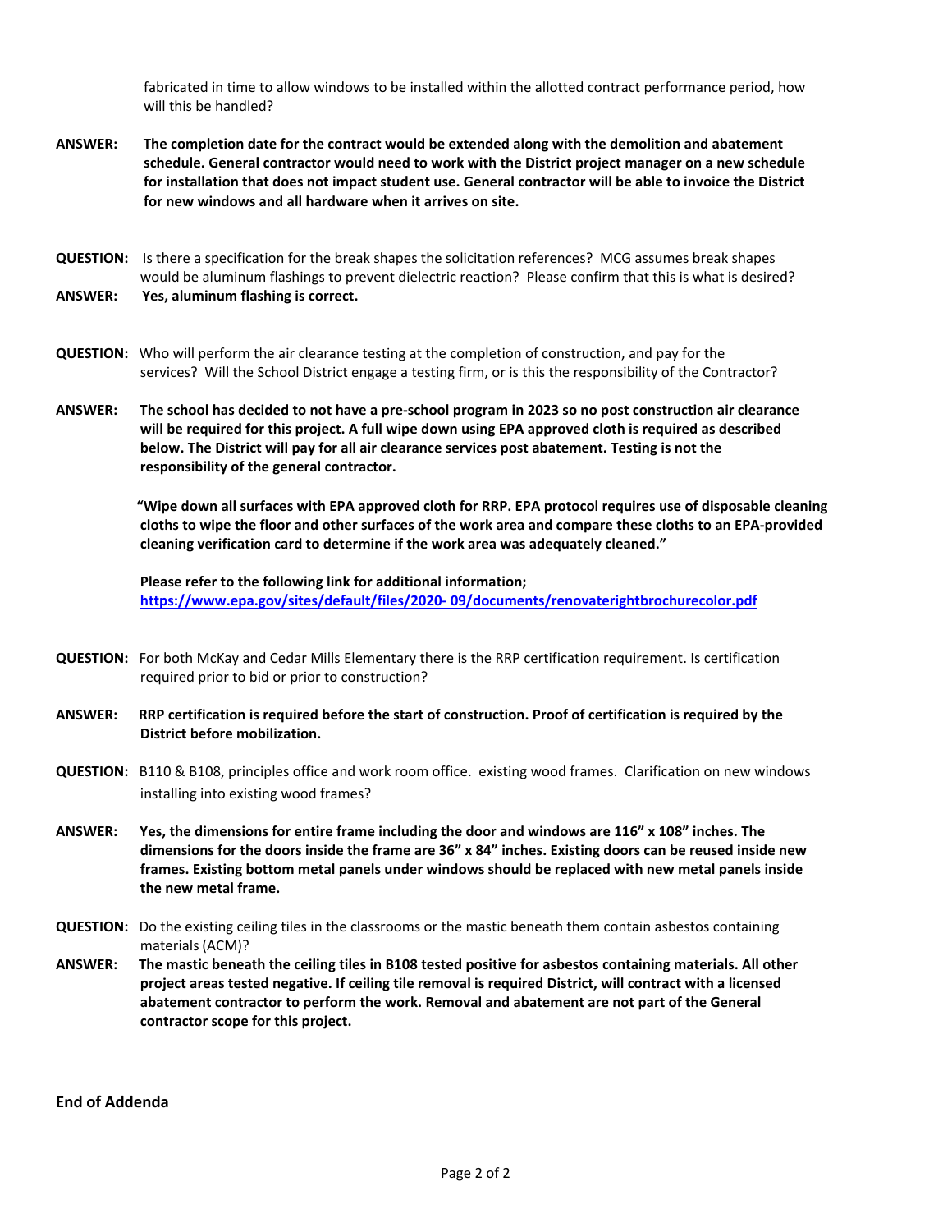fabricated in time to allow windows to be installed within the allotted contract performance period, how will this be handled?

**ANSWER:** **The completion date for the contract would be extended along with the demolition and abatement schedule. General contractor would need to work with the District project manager on a new schedule for installation that does not impact student use. General contractor will be able to invoice the District for new windows and all hardware when it arrives on site.**

**QUESTION:** Is there a specification for the break shapes the solicitation references? MCG assumes break shapes would be aluminum flashings to prevent dielectric reaction? Please confirm that this is what is desired?

**ANSWER:** **Yes, aluminum flashing is correct.**

**QUESTION:** Who will perform the air clearance testing at the completion of construction, and pay for the services? Will the School District engage a testing firm, or is this the responsibility of the Contractor?

**ANSWER:** **The school has decided to not have a pre-school program in 2023 so no post construction air clearance will be required for this project. A full wipe down using EPA approved cloth is required as described below. The District will pay for all air clearance services post abatement. Testing is not the responsibility of the general contractor.**

**"Wipe down all surfaces with EPA approved cloth for RRP. EPA protocol requires use of disposable cleaning cloths to wipe the floor and other surfaces of the work area and compare these cloths to an EPA-provided cleaning verification card to determine if the work area was adequately cleaned."**

**Please refer to the following link for additional information;**
**https://www.epa.gov/sites/default/files/2020- 09/documents/renovaterightbrochurecolor.pdf**

**QUESTION:** For both McKay and Cedar Mills Elementary there is the RRP certification requirement. Is certification required prior to bid or prior to construction?

**ANSWER:** **RRP certification is required before the start of construction. Proof of certification is required by the District before mobilization.**

**QUESTION:** B110 & B108, principles office and work room office. existing wood frames. Clarification on new windows installing into existing wood frames?

**ANSWER:** **Yes, the dimensions for entire frame including the door and windows are 116" x 108" inches. The dimensions for the doors inside the frame are 36" x 84" inches. Existing doors can be reused inside new frames. Existing bottom metal panels under windows should be replaced with new metal panels inside the new metal frame.**

**QUESTION:** Do the existing ceiling tiles in the classrooms or the mastic beneath them contain asbestos containing materials (ACM)?

**ANSWER:** **The mastic beneath the ceiling tiles in B108 tested positive for asbestos containing materials. All other project areas tested negative. If ceiling tile removal is required District, will contract with a licensed abatement contractor to perform the work. Removal and abatement are not part of the General contractor scope for this project.**

**End of Addenda**